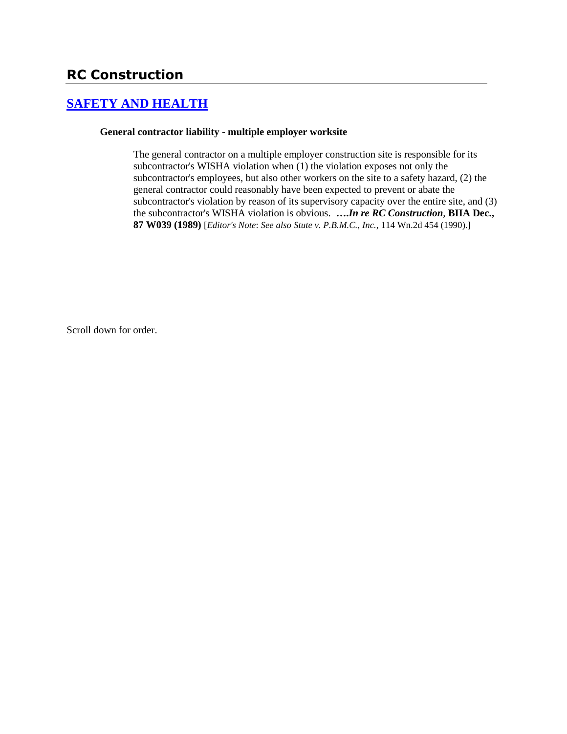# RC Construction

## SAFETY AND HEALTH

### General contractor liability - multiple employer worksite

The general contractor on a multiple employer construction site is responsible for its subcontractor's WISHA violation when (1) the violation exposes not only the subcontractor's employees, but also other workers on the site to a safety hazard, (2) the general contractor could reasonably have been expected to prevent or abate the subcontractor's violation by reason of its supervisory capacity over the entire site, and (3) the subcontractor's WISHA violation is obvious. ****….In re RC Construction*, BIIA Dec., 87 W039 (1989)** [*Editor's Note*: *See also Stute v. P.B.M.C., Inc.,* 114 Wn.2d 454 (1990).]

Scroll down for order.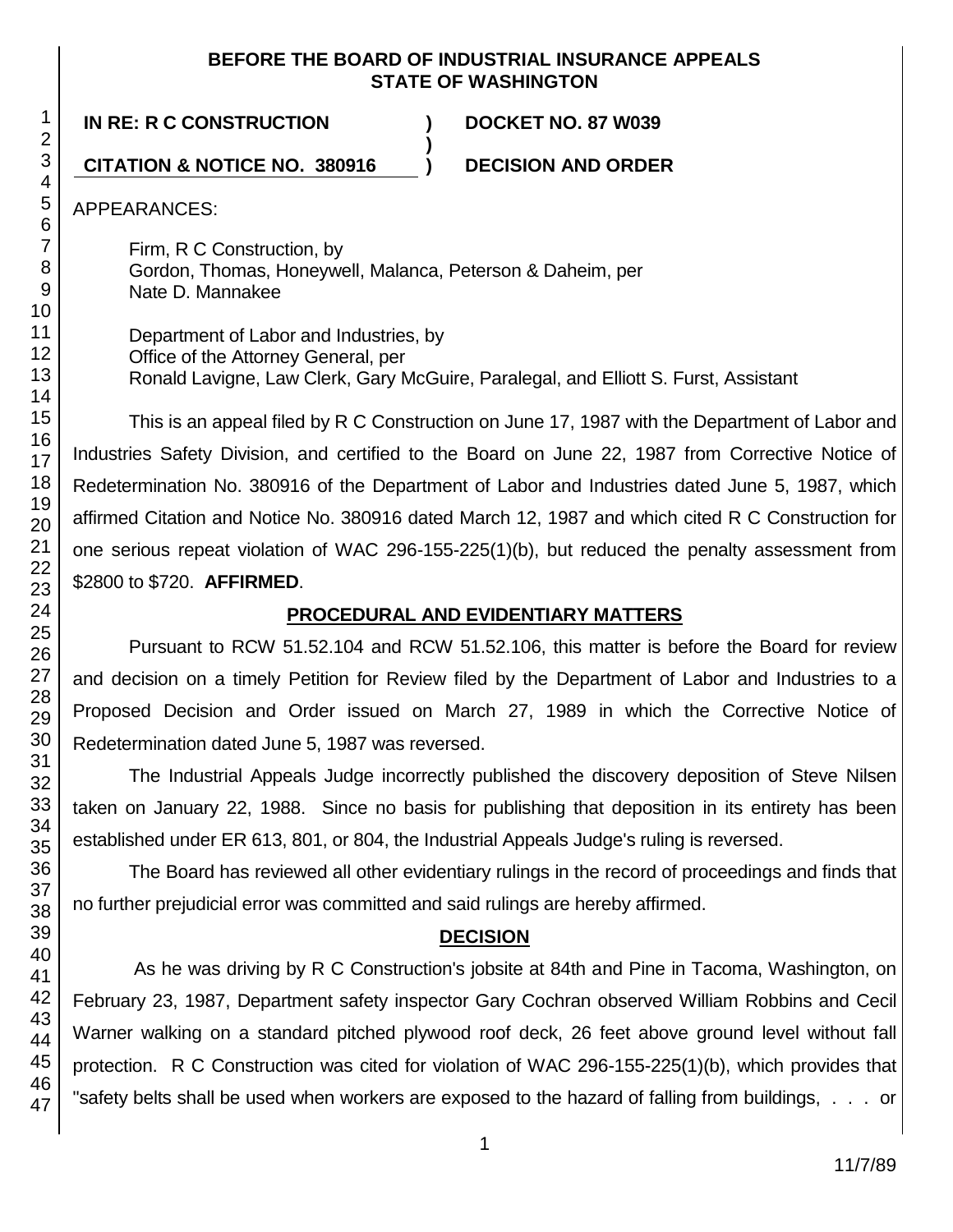**BEFORE THE BOARD OF INDUSTRIAL INSURANCE APPEALS**
**STATE OF WASHINGTON**

| | | |
|---|---|---|
| **IN RE: R C CONSTRUCTION** | **)** | **DOCKET NO. 87 W039** |
| | **)** | |
| **CITATION & NOTICE NO. 380916** | **)** | **DECISION AND ORDER** |

APPEARANCES:

Firm, R C Construction, by
Gordon, Thomas, Honeywell, Malanca, Peterson & Daheim, per
Nate D. Mannakee

Department of Labor and Industries, by
Office of the Attorney General, per
Ronald Lavigne, Law Clerk, Gary McGuire, Paralegal, and Elliott S. Furst, Assistant

This is an appeal filed by R C Construction on June 17, 1987 with the Department of Labor and Industries Safety Division, and certified to the Board on June 22, 1987 from Corrective Notice of Redetermination No. 380916 of the Department of Labor and Industries dated June 5, 1987, which affirmed Citation and Notice No. 380916 dated March 12, 1987 and which cited R C Construction for one serious repeat violation of WAC 296-155-225(1)(b), but reduced the penalty assessment from $2800 to $720. **AFFIRMED**.

## PROCEDURAL AND EVIDENTIARY MATTERS

Pursuant to RCW 51.52.104 and RCW 51.52.106, this matter is before the Board for review and decision on a timely Petition for Review filed by the Department of Labor and Industries to a Proposed Decision and Order issued on March 27, 1989 in which the Corrective Notice of Redetermination dated June 5, 1987 was reversed.

The Industrial Appeals Judge incorrectly published the discovery deposition of Steve Nilsen taken on January 22, 1988. Since no basis for publishing that deposition in its entirety has been established under ER 613, 801, or 804, the Industrial Appeals Judge's ruling is reversed.

The Board has reviewed all other evidentiary rulings in the record of proceedings and finds that no further prejudicial error was committed and said rulings are hereby affirmed.

## DECISION

As he was driving by R C Construction's jobsite at 84th and Pine in Tacoma, Washington, on February 23, 1987, Department safety inspector Gary Cochran observed William Robbins and Cecil Warner walking on a standard pitched plywood roof deck, 26 feet above ground level without fall protection. R C Construction was cited for violation of WAC 296-155-225(1)(b), which provides that "safety belts shall be used when workers are exposed to the hazard of falling from buildings, . . . or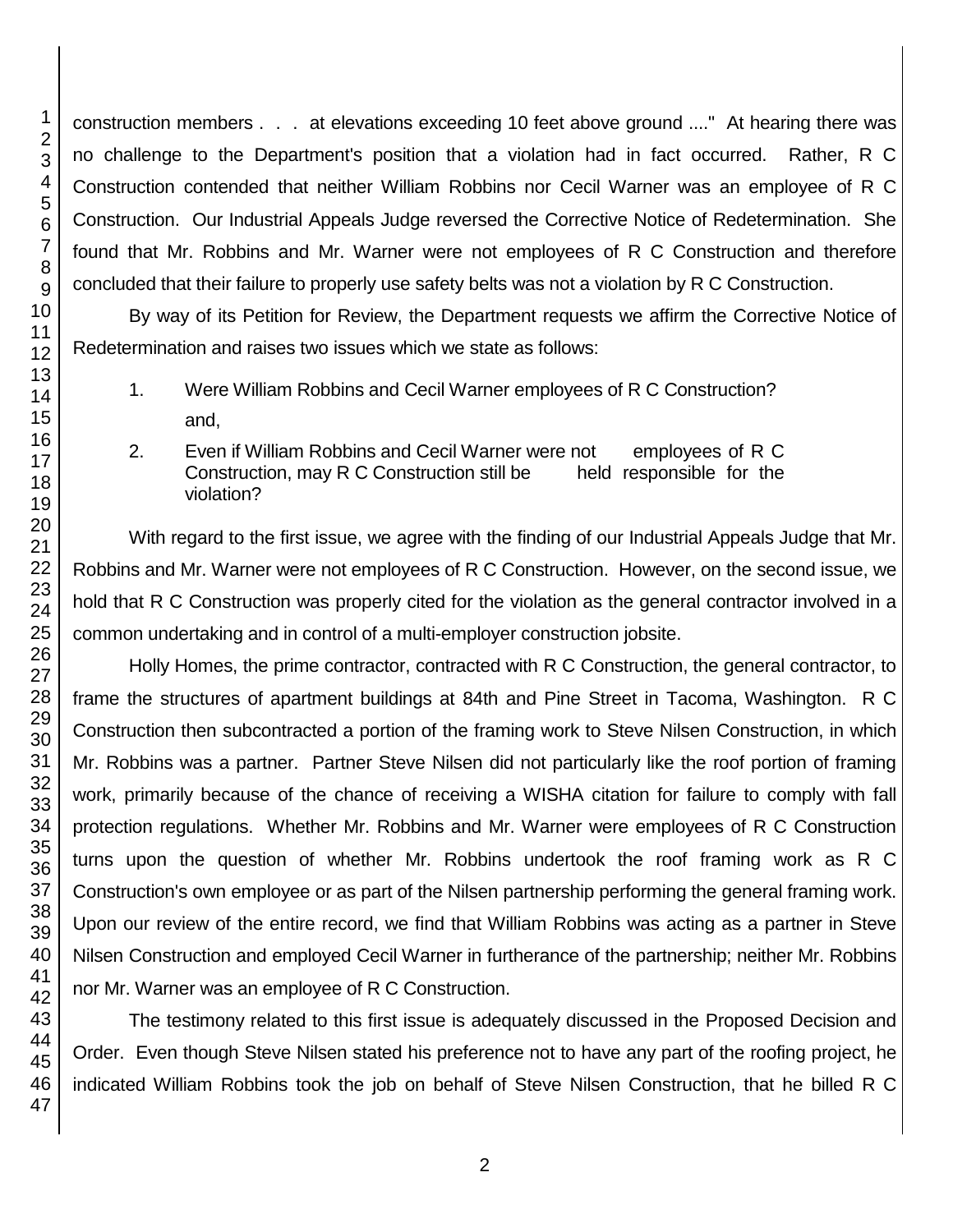construction members . . . at elevations exceeding 10 feet above ground ...." At hearing there was no challenge to the Department's position that a violation had in fact occurred. Rather, R C Construction contended that neither William Robbins nor Cecil Warner was an employee of R C Construction. Our Industrial Appeals Judge reversed the Corrective Notice of Redetermination. She found that Mr. Robbins and Mr. Warner were not employees of R C Construction and therefore concluded that their failure to properly use safety belts was not a violation by R C Construction.

By way of its Petition for Review, the Department requests we affirm the Corrective Notice of Redetermination and raises two issues which we state as follows:

1. Were William Robbins and Cecil Warner employees of R C Construction? and,
2. Even if William Robbins and Cecil Warner were not employees of R C Construction, may R C Construction still be held responsible for the violation?

With regard to the first issue, we agree with the finding of our Industrial Appeals Judge that Mr. Robbins and Mr. Warner were not employees of R C Construction. However, on the second issue, we hold that R C Construction was properly cited for the violation as the general contractor involved in a common undertaking and in control of a multi-employer construction jobsite.

Holly Homes, the prime contractor, contracted with R C Construction, the general contractor, to frame the structures of apartment buildings at 84th and Pine Street in Tacoma, Washington. R C Construction then subcontracted a portion of the framing work to Steve Nilsen Construction, in which Mr. Robbins was a partner. Partner Steve Nilsen did not particularly like the roof portion of framing work, primarily because of the chance of receiving a WISHA citation for failure to comply with fall protection regulations. Whether Mr. Robbins and Mr. Warner were employees of R C Construction turns upon the question of whether Mr. Robbins undertook the roof framing work as R C Construction's own employee or as part of the Nilsen partnership performing the general framing work. Upon our review of the entire record, we find that William Robbins was acting as a partner in Steve Nilsen Construction and employed Cecil Warner in furtherance of the partnership; neither Mr. Robbins nor Mr. Warner was an employee of R C Construction.

The testimony related to this first issue is adequately discussed in the Proposed Decision and Order. Even though Steve Nilsen stated his preference not to have any part of the roofing project, he indicated William Robbins took the job on behalf of Steve Nilsen Construction, that he billed R C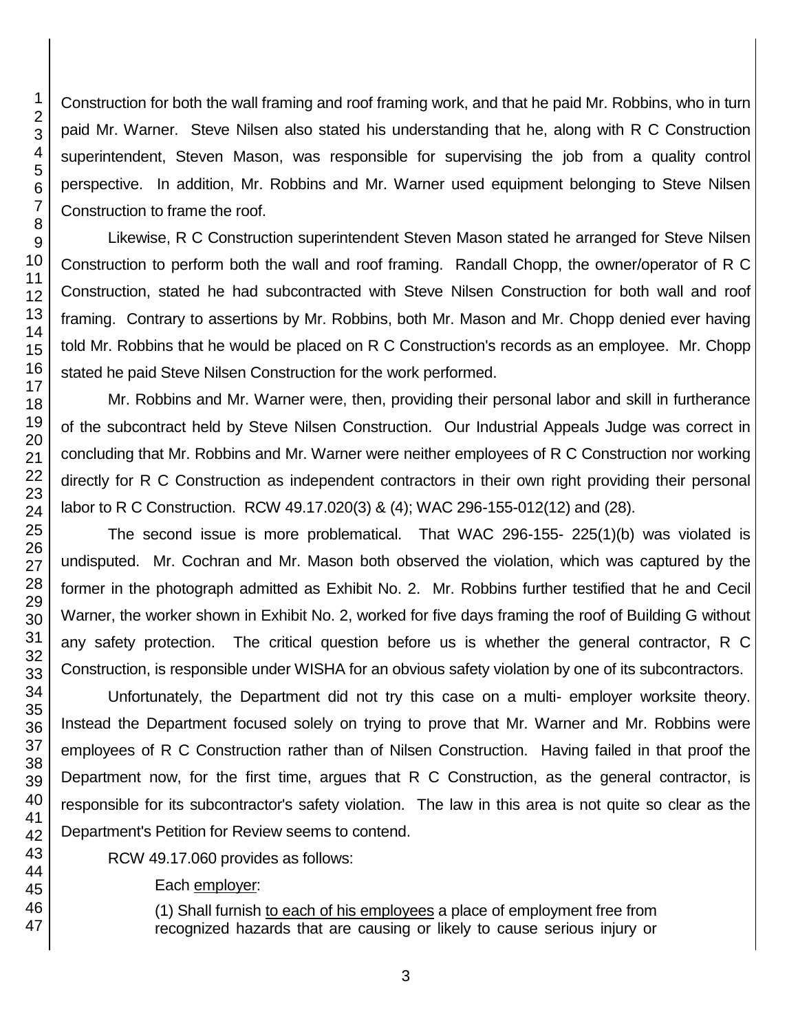Construction for both the wall framing and roof framing work, and that he paid Mr. Robbins, who in turn paid Mr. Warner. Steve Nilsen also stated his understanding that he, along with R C Construction superintendent, Steven Mason, was responsible for supervising the job from a quality control perspective. In addition, Mr. Robbins and Mr. Warner used equipment belonging to Steve Nilsen Construction to frame the roof.

Likewise, R C Construction superintendent Steven Mason stated he arranged for Steve Nilsen Construction to perform both the wall and roof framing. Randall Chopp, the owner/operator of R C Construction, stated he had subcontracted with Steve Nilsen Construction for both wall and roof framing. Contrary to assertions by Mr. Robbins, both Mr. Mason and Mr. Chopp denied ever having told Mr. Robbins that he would be placed on R C Construction's records as an employee. Mr. Chopp stated he paid Steve Nilsen Construction for the work performed.

Mr. Robbins and Mr. Warner were, then, providing their personal labor and skill in furtherance of the subcontract held by Steve Nilsen Construction. Our Industrial Appeals Judge was correct in concluding that Mr. Robbins and Mr. Warner were neither employees of R C Construction nor working directly for R C Construction as independent contractors in their own right providing their personal labor to R C Construction. RCW 49.17.020(3) & (4); WAC 296-155-012(12) and (28).

The second issue is more problematical. That WAC 296-155- 225(1)(b) was violated is undisputed. Mr. Cochran and Mr. Mason both observed the violation, which was captured by the former in the photograph admitted as Exhibit No. 2. Mr. Robbins further testified that he and Cecil Warner, the worker shown in Exhibit No. 2, worked for five days framing the roof of Building G without any safety protection. The critical question before us is whether the general contractor, R C Construction, is responsible under WISHA for an obvious safety violation by one of its subcontractors.

Unfortunately, the Department did not try this case on a multi- employer worksite theory. Instead the Department focused solely on trying to prove that Mr. Warner and Mr. Robbins were employees of R C Construction rather than of Nilsen Construction. Having failed in that proof the Department now, for the first time, argues that R C Construction, as the general contractor, is responsible for its subcontractor's safety violation. The law in this area is not quite so clear as the Department's Petition for Review seems to contend.

RCW 49.17.060 provides as follows:

> Each employer:
>
> (1) Shall furnish to each of his employees a place of employment free from recognized hazards that are causing or likely to cause serious injury or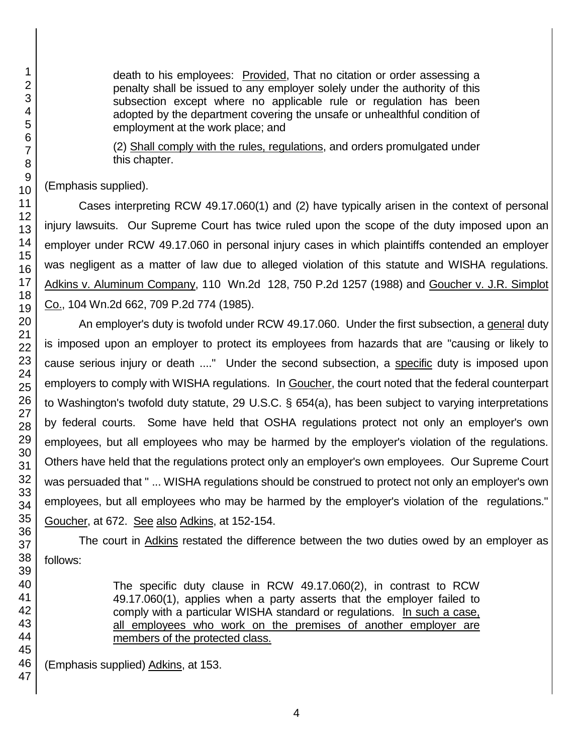> death to his employees: Provided, That no citation or order assessing a penalty shall be issued to any employer solely under the authority of this subsection except where no applicable rule or regulation has been adopted by the department covering the unsafe or unhealthful condition of employment at the work place; and
>
> (2) Shall comply with the rules, regulations, and orders promulgated under this chapter.

(Emphasis supplied).

Cases interpreting RCW 49.17.060(1) and (2) have typically arisen in the context of personal injury lawsuits. Our Supreme Court has twice ruled upon the scope of the duty imposed upon an employer under RCW 49.17.060 in personal injury cases in which plaintiffs contended an employer was negligent as a matter of law due to alleged violation of this statute and WISHA regulations. Adkins v. Aluminum Company, 110 Wn.2d 128, 750 P.2d 1257 (1988) and Goucher v. J.R. Simplot Co., 104 Wn.2d 662, 709 P.2d 774 (1985).

An employer's duty is twofold under RCW 49.17.060. Under the first subsection, a general duty is imposed upon an employer to protect its employees from hazards that are "causing or likely to cause serious injury or death ...." Under the second subsection, a specific duty is imposed upon employers to comply with WISHA regulations. In Goucher, the court noted that the federal counterpart to Washington's twofold duty statute, 29 U.S.C. § 654(a), has been subject to varying interpretations by federal courts. Some have held that OSHA regulations protect not only an employer's own employees, but all employees who may be harmed by the employer's violation of the regulations. Others have held that the regulations protect only an employer's own employees. Our Supreme Court was persuaded that " ... WISHA regulations should be construed to protect not only an employer's own employees, but all employees who may be harmed by the employer's violation of the regulations." Goucher, at 672. See also Adkins, at 152-154.

The court in Adkins restated the difference between the two duties owed by an employer as follows:

> The specific duty clause in RCW 49.17.060(2), in contrast to RCW 49.17.060(1), applies when a party asserts that the employer failed to comply with a particular WISHA standard or regulations. In such a case, all employees who work on the premises of another employer are members of the protected class.

(Emphasis supplied) Adkins, at 153.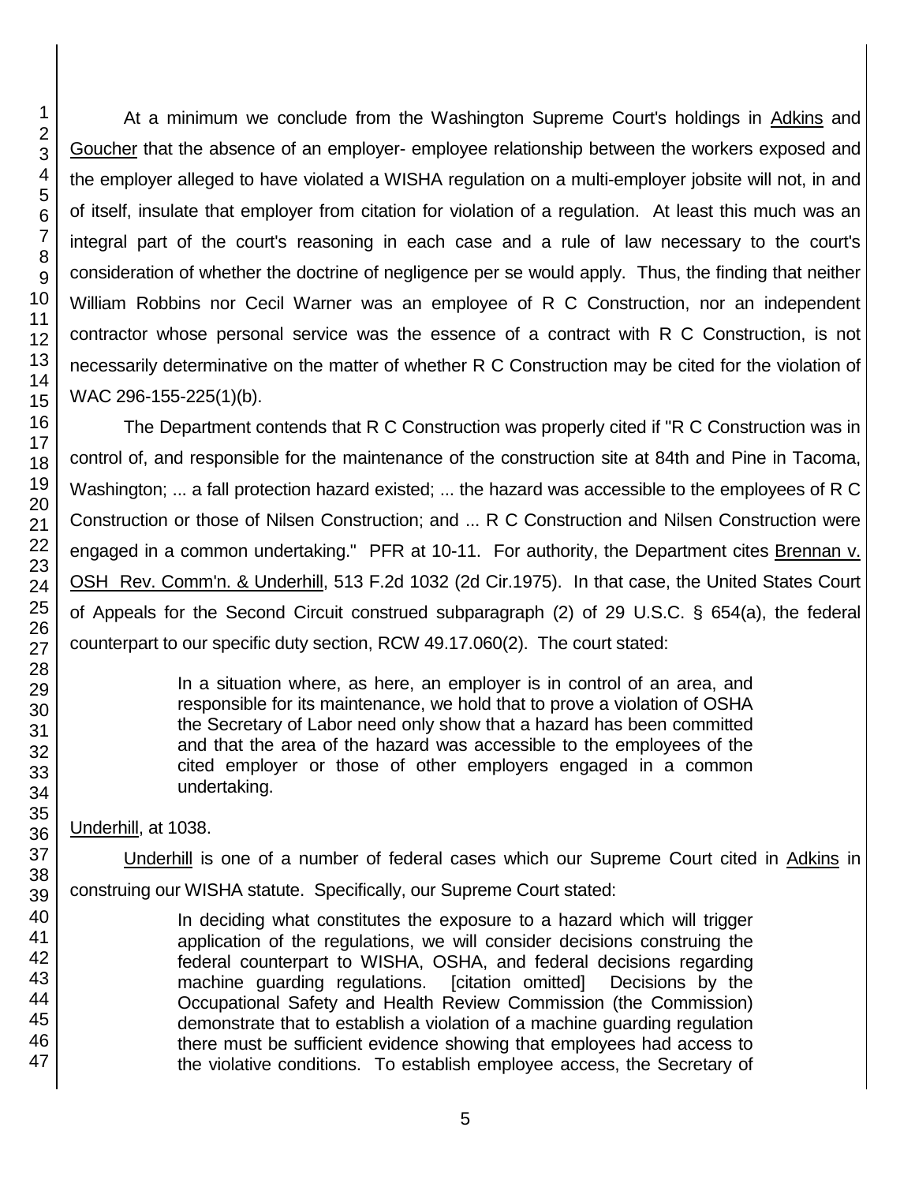At a minimum we conclude from the Washington Supreme Court's holdings in Adkins and Goucher that the absence of an employer- employee relationship between the workers exposed and the employer alleged to have violated a WISHA regulation on a multi-employer jobsite will not, in and of itself, insulate that employer from citation for violation of a regulation. At least this much was an integral part of the court's reasoning in each case and a rule of law necessary to the court's consideration of whether the doctrine of negligence per se would apply. Thus, the finding that neither William Robbins nor Cecil Warner was an employee of R C Construction, nor an independent contractor whose personal service was the essence of a contract with R C Construction, is not necessarily determinative on the matter of whether R C Construction may be cited for the violation of WAC 296-155-225(1)(b).

The Department contends that R C Construction was properly cited if "R C Construction was in control of, and responsible for the maintenance of the construction site at 84th and Pine in Tacoma, Washington; ... a fall protection hazard existed; ... the hazard was accessible to the employees of R C Construction or those of Nilsen Construction; and ... R C Construction and Nilsen Construction were engaged in a common undertaking." PFR at 10-11. For authority, the Department cites Brennan v. OSH Rev. Comm'n. & Underhill, 513 F.2d 1032 (2d Cir.1975). In that case, the United States Court of Appeals for the Second Circuit construed subparagraph (2) of 29 U.S.C. § 654(a), the federal counterpart to our specific duty section, RCW 49.17.060(2). The court stated:

> In a situation where, as here, an employer is in control of an area, and responsible for its maintenance, we hold that to prove a violation of OSHA the Secretary of Labor need only show that a hazard has been committed and that the area of the hazard was accessible to the employees of the cited employer or those of other employers engaged in a common undertaking.

Underhill, at 1038.

Underhill is one of a number of federal cases which our Supreme Court cited in Adkins in construing our WISHA statute. Specifically, our Supreme Court stated:

> In deciding what constitutes the exposure to a hazard which will trigger application of the regulations, we will consider decisions construing the federal counterpart to WISHA, OSHA, and federal decisions regarding machine guarding regulations. [citation omitted] Decisions by the Occupational Safety and Health Review Commission (the Commission) demonstrate that to establish a violation of a machine guarding regulation there must be sufficient evidence showing that employees had access to the violative conditions. To establish employee access, the Secretary of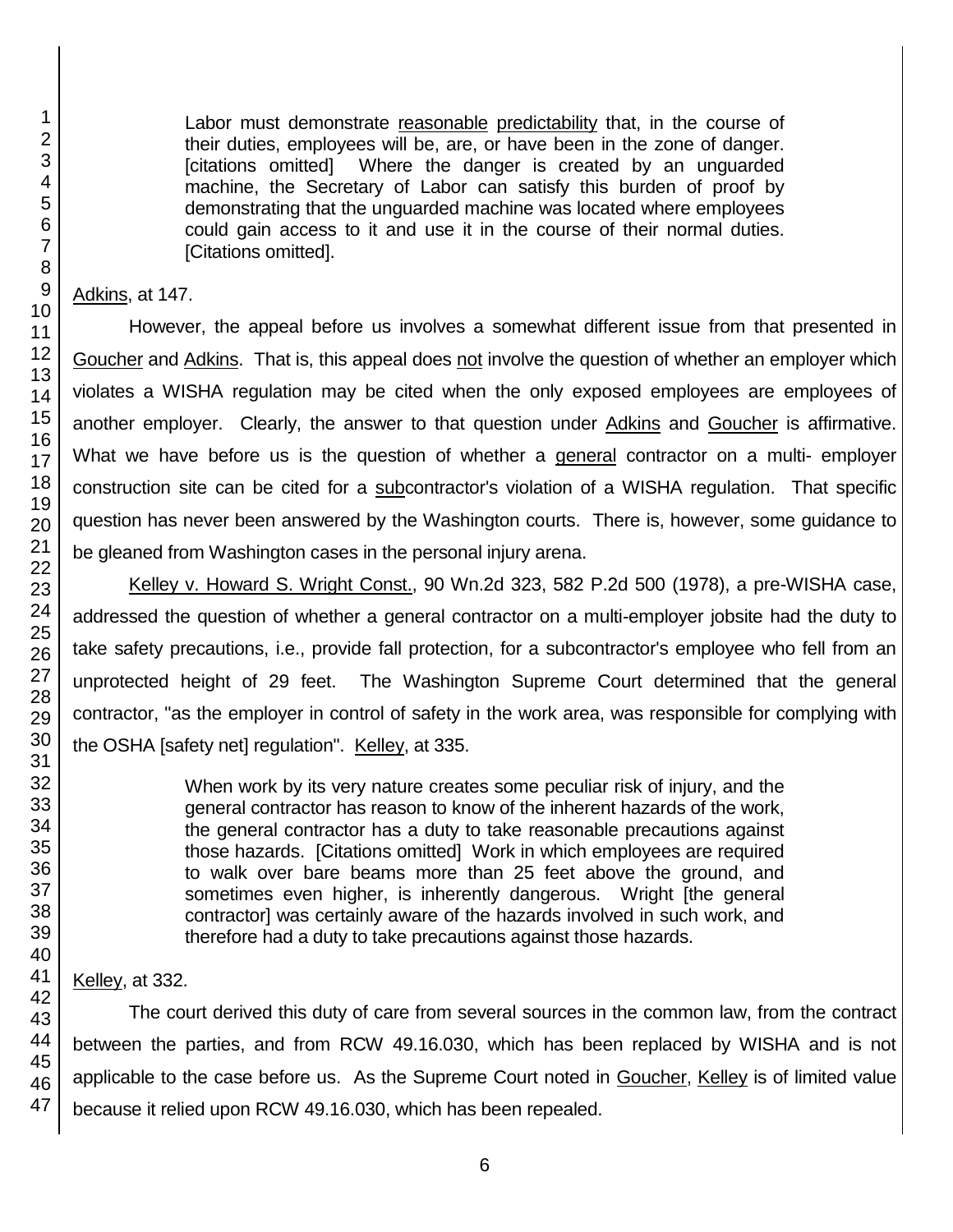> Labor must demonstrate reasonable predictability that, in the course of their duties, employees will be, are, or have been in the zone of danger. [citations omitted] Where the danger is created by an unguarded machine, the Secretary of Labor can satisfy this burden of proof by demonstrating that the unguarded machine was located where employees could gain access to it and use it in the course of their normal duties. [Citations omitted].

Adkins, at 147.

However, the appeal before us involves a somewhat different issue from that presented in Goucher and Adkins. That is, this appeal does not involve the question of whether an employer which violates a WISHA regulation may be cited when the only exposed employees are employees of another employer. Clearly, the answer to that question under Adkins and Goucher is affirmative. What we have before us is the question of whether a general contractor on a multi- employer construction site can be cited for a subcontractor's violation of a WISHA regulation. That specific question has never been answered by the Washington courts. There is, however, some guidance to be gleaned from Washington cases in the personal injury arena.

Kelley v. Howard S. Wright Const., 90 Wn.2d 323, 582 P.2d 500 (1978), a pre-WISHA case, addressed the question of whether a general contractor on a multi-employer jobsite had the duty to take safety precautions, i.e., provide fall protection, for a subcontractor's employee who fell from an unprotected height of 29 feet. The Washington Supreme Court determined that the general contractor, "as the employer in control of safety in the work area, was responsible for complying with the OSHA [safety net] regulation". Kelley, at 335.

> When work by its very nature creates some peculiar risk of injury, and the general contractor has reason to know of the inherent hazards of the work, the general contractor has a duty to take reasonable precautions against those hazards. [Citations omitted] Work in which employees are required to walk over bare beams more than 25 feet above the ground, and sometimes even higher, is inherently dangerous. Wright [the general contractor] was certainly aware of the hazards involved in such work, and therefore had a duty to take precautions against those hazards.

Kelley, at 332.

The court derived this duty of care from several sources in the common law, from the contract between the parties, and from RCW 49.16.030, which has been replaced by WISHA and is not applicable to the case before us. As the Supreme Court noted in Goucher, Kelley is of limited value because it relied upon RCW 49.16.030, which has been repealed.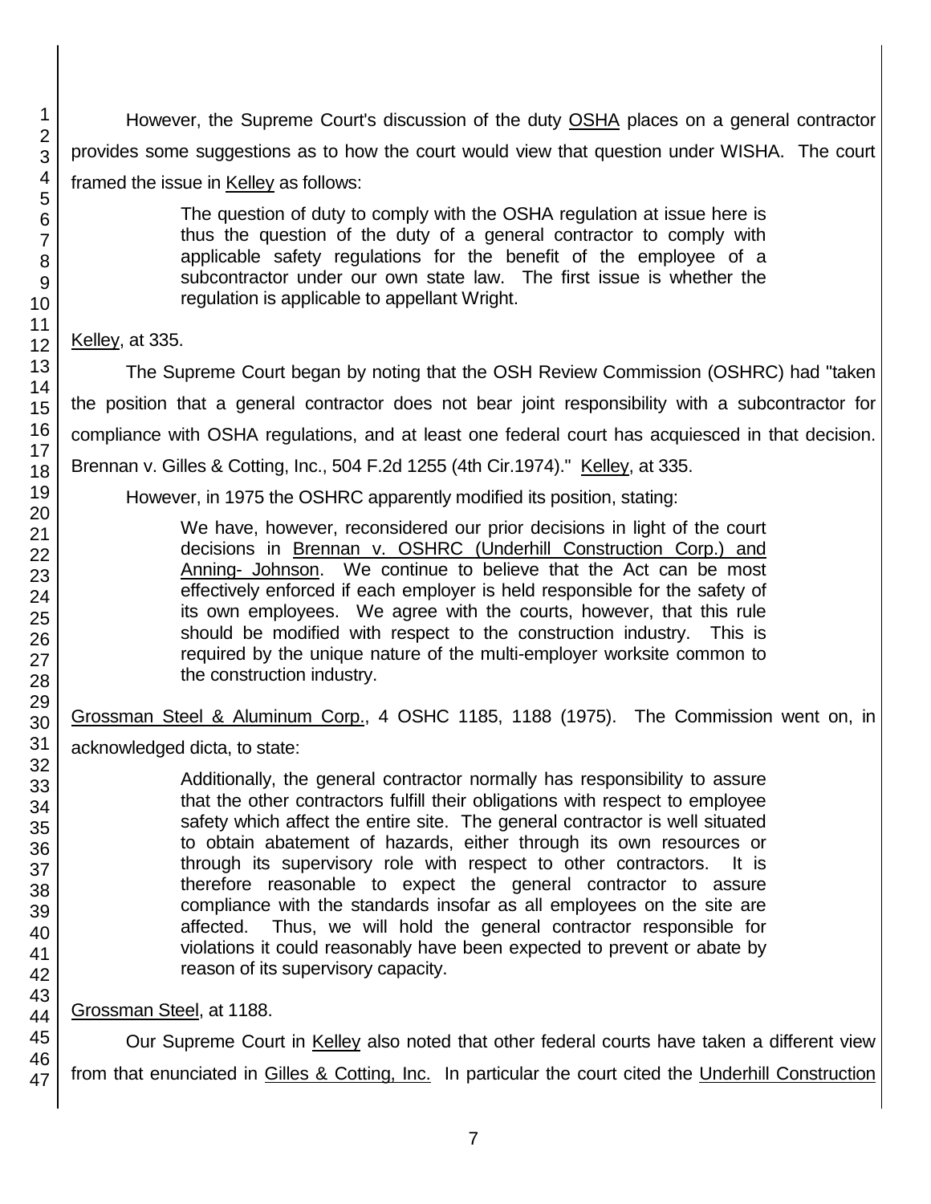However, the Supreme Court's discussion of the duty OSHA places on a general contractor provides some suggestions as to how the court would view that question under WISHA. The court framed the issue in Kelley as follows:

> The question of duty to comply with the OSHA regulation at issue here is thus the question of the duty of a general contractor to comply with applicable safety regulations for the benefit of the employee of a subcontractor under our own state law. The first issue is whether the regulation is applicable to appellant Wright.

Kelley, at 335.

The Supreme Court began by noting that the OSH Review Commission (OSHRC) had "taken the position that a general contractor does not bear joint responsibility with a subcontractor for compliance with OSHA regulations, and at least one federal court has acquiesced in that decision. Brennan v. Gilles & Cotting, Inc., 504 F.2d 1255 (4th Cir.1974)." Kelley, at 335.

However, in 1975 the OSHRC apparently modified its position, stating:

> We have, however, reconsidered our prior decisions in light of the court decisions in Brennan v. OSHRC (Underhill Construction Corp.) and Anning- Johnson. We continue to believe that the Act can be most effectively enforced if each employer is held responsible for the safety of its own employees. We agree with the courts, however, that this rule should be modified with respect to the construction industry. This is required by the unique nature of the multi-employer worksite common to the construction industry.

Grossman Steel & Aluminum Corp., 4 OSHC 1185, 1188 (1975). The Commission went on, in acknowledged dicta, to state:

> Additionally, the general contractor normally has responsibility to assure that the other contractors fulfill their obligations with respect to employee safety which affect the entire site. The general contractor is well situated to obtain abatement of hazards, either through its own resources or through its supervisory role with respect to other contractors. It is therefore reasonable to expect the general contractor to assure compliance with the standards insofar as all employees on the site are affected. Thus, we will hold the general contractor responsible for violations it could reasonably have been expected to prevent or abate by reason of its supervisory capacity.

Grossman Steel, at 1188.

Our Supreme Court in Kelley also noted that other federal courts have taken a different view from that enunciated in Gilles & Cotting, Inc. In particular the court cited the Underhill Construction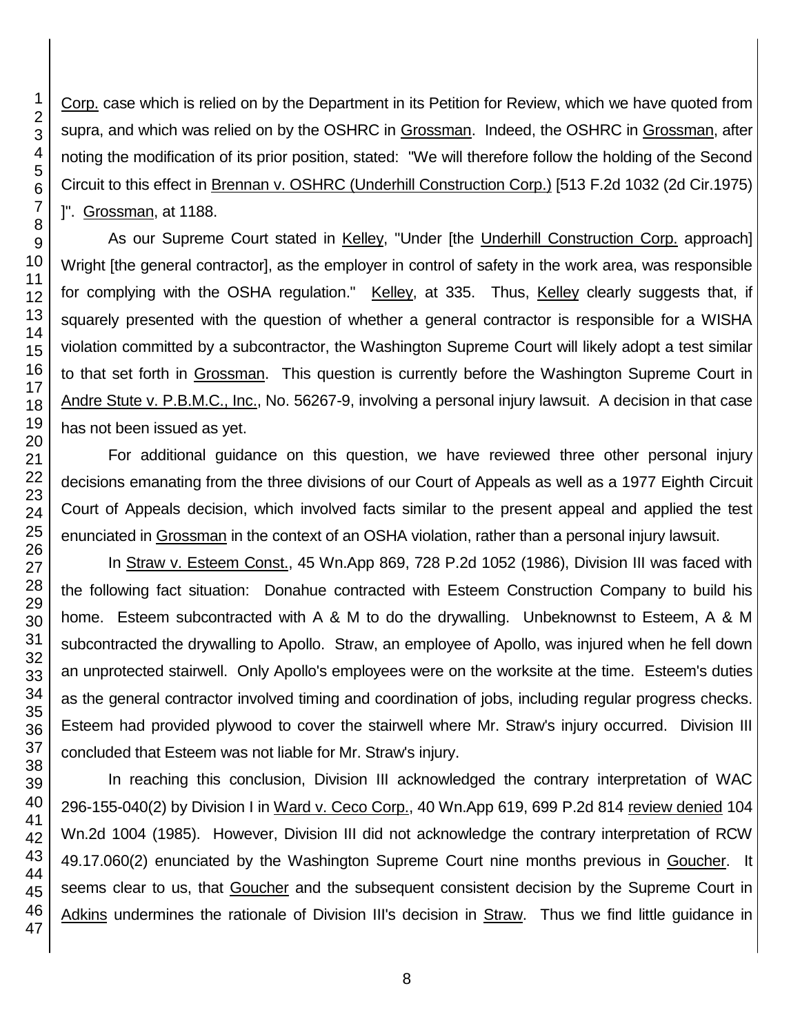Corp. case which is relied on by the Department in its Petition for Review, which we have quoted from supra, and which was relied on by the OSHRC in Grossman. Indeed, the OSHRC in Grossman, after noting the modification of its prior position, stated: "We will therefore follow the holding of the Second Circuit to this effect in Brennan v. OSHRC (Underhill Construction Corp.) [513 F.2d 1032 (2d Cir.1975) ]". Grossman, at 1188.

As our Supreme Court stated in Kelley, "Under [the Underhill Construction Corp. approach] Wright [the general contractor], as the employer in control of safety in the work area, was responsible for complying with the OSHA regulation." Kelley, at 335. Thus, Kelley clearly suggests that, if squarely presented with the question of whether a general contractor is responsible for a WISHA violation committed by a subcontractor, the Washington Supreme Court will likely adopt a test similar to that set forth in Grossman. This question is currently before the Washington Supreme Court in Andre Stute v. P.B.M.C., Inc., No. 56267-9, involving a personal injury lawsuit. A decision in that case has not been issued as yet.

For additional guidance on this question, we have reviewed three other personal injury decisions emanating from the three divisions of our Court of Appeals as well as a 1977 Eighth Circuit Court of Appeals decision, which involved facts similar to the present appeal and applied the test enunciated in Grossman in the context of an OSHA violation, rather than a personal injury lawsuit.

In Straw v. Esteem Const., 45 Wn.App 869, 728 P.2d 1052 (1986), Division III was faced with the following fact situation: Donahue contracted with Esteem Construction Company to build his home. Esteem subcontracted with A & M to do the drywalling. Unbeknownst to Esteem, A & M subcontracted the drywalling to Apollo. Straw, an employee of Apollo, was injured when he fell down an unprotected stairwell. Only Apollo's employees were on the worksite at the time. Esteem's duties as the general contractor involved timing and coordination of jobs, including regular progress checks. Esteem had provided plywood to cover the stairwell where Mr. Straw's injury occurred. Division III concluded that Esteem was not liable for Mr. Straw's injury.

In reaching this conclusion, Division III acknowledged the contrary interpretation of WAC 296-155-040(2) by Division I in Ward v. Ceco Corp., 40 Wn.App 619, 699 P.2d 814 review denied 104 Wn.2d 1004 (1985). However, Division III did not acknowledge the contrary interpretation of RCW 49.17.060(2) enunciated by the Washington Supreme Court nine months previous in Goucher. It seems clear to us, that Goucher and the subsequent consistent decision by the Supreme Court in Adkins undermines the rationale of Division III's decision in Straw. Thus we find little guidance in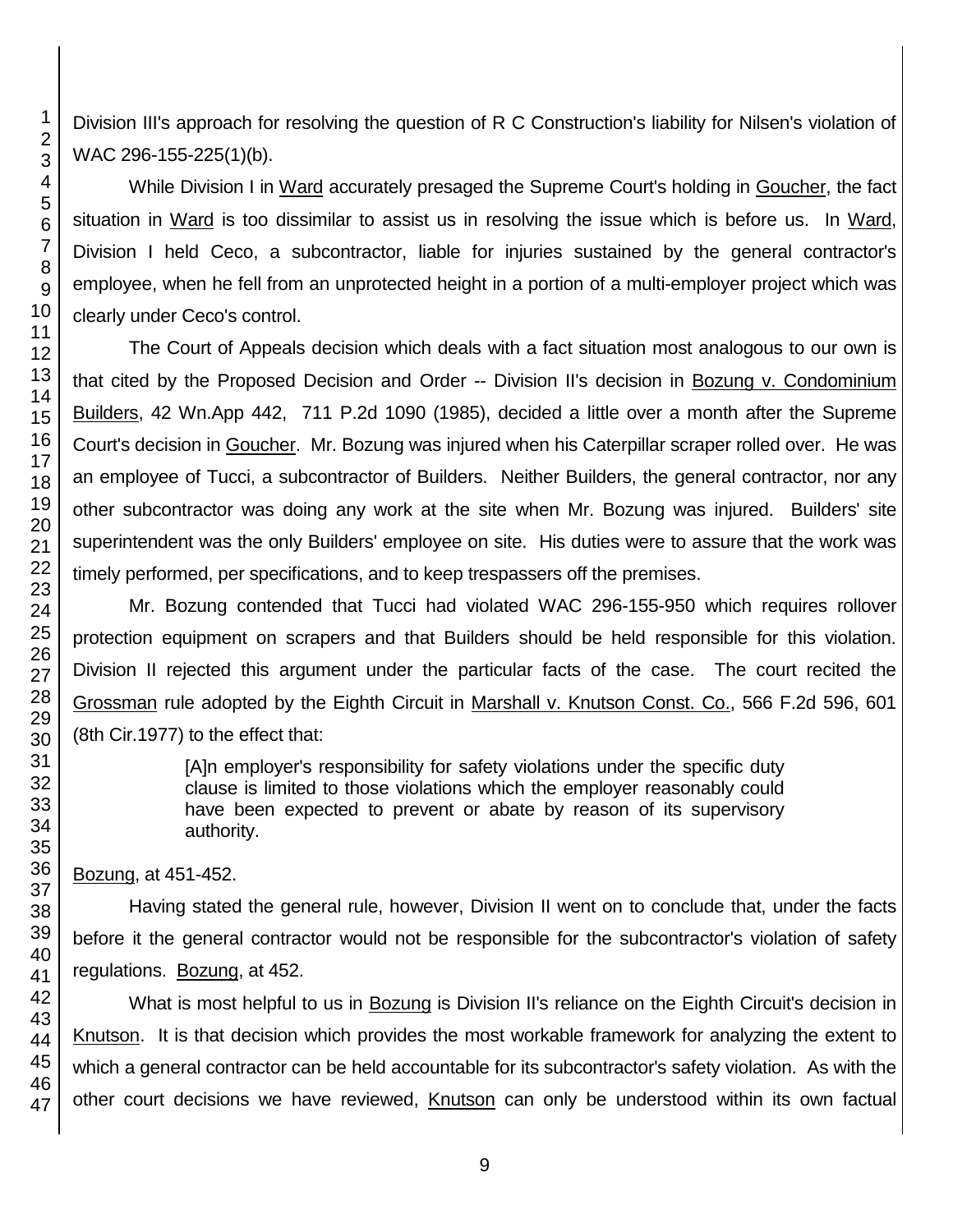Division III's approach for resolving the question of R C Construction's liability for Nilsen's violation of WAC 296-155-225(1)(b).

While Division I in Ward accurately presaged the Supreme Court's holding in Goucher, the fact situation in Ward is too dissimilar to assist us in resolving the issue which is before us. In Ward, Division I held Ceco, a subcontractor, liable for injuries sustained by the general contractor's employee, when he fell from an unprotected height in a portion of a multi-employer project which was clearly under Ceco's control.

The Court of Appeals decision which deals with a fact situation most analogous to our own is that cited by the Proposed Decision and Order -- Division II's decision in Bozung v. Condominium Builders, 42 Wn.App 442, 711 P.2d 1090 (1985), decided a little over a month after the Supreme Court's decision in Goucher. Mr. Bozung was injured when his Caterpillar scraper rolled over. He was an employee of Tucci, a subcontractor of Builders. Neither Builders, the general contractor, nor any other subcontractor was doing any work at the site when Mr. Bozung was injured. Builders' site superintendent was the only Builders' employee on site. His duties were to assure that the work was timely performed, per specifications, and to keep trespassers off the premises.

Mr. Bozung contended that Tucci had violated WAC 296-155-950 which requires rollover protection equipment on scrapers and that Builders should be held responsible for this violation. Division II rejected this argument under the particular facts of the case. The court recited the Grossman rule adopted by the Eighth Circuit in Marshall v. Knutson Const. Co., 566 F.2d 596, 601 (8th Cir.1977) to the effect that:

> [A]n employer's responsibility for safety violations under the specific duty clause is limited to those violations which the employer reasonably could have been expected to prevent or abate by reason of its supervisory authority.

Bozung, at 451-452.

Having stated the general rule, however, Division II went on to conclude that, under the facts before it the general contractor would not be responsible for the subcontractor's violation of safety regulations. Bozung, at 452.

What is most helpful to us in Bozung is Division II's reliance on the Eighth Circuit's decision in Knutson. It is that decision which provides the most workable framework for analyzing the extent to which a general contractor can be held accountable for its subcontractor's safety violation. As with the other court decisions we have reviewed, Knutson can only be understood within its own factual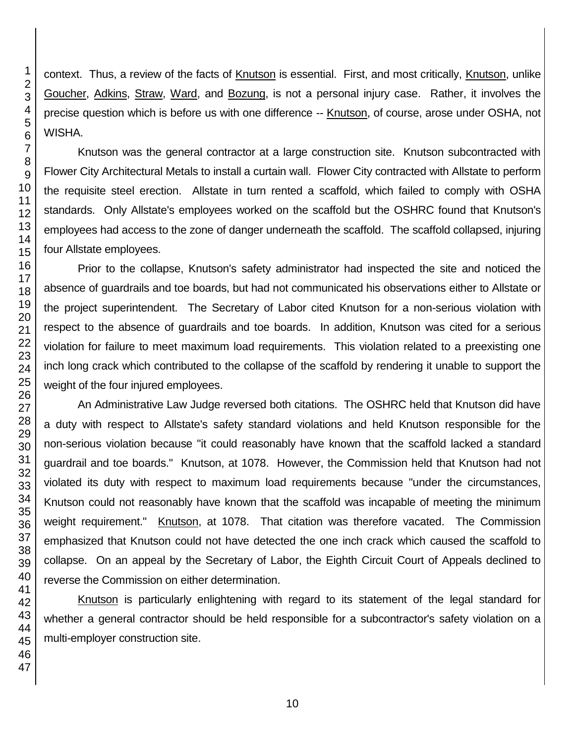context. Thus, a review of the facts of Knutson is essential. First, and most critically, Knutson, unlike Goucher, Adkins, Straw, Ward, and Bozung, is not a personal injury case. Rather, it involves the precise question which is before us with one difference -- Knutson, of course, arose under OSHA, not WISHA.

Knutson was the general contractor at a large construction site. Knutson subcontracted with Flower City Architectural Metals to install a curtain wall. Flower City contracted with Allstate to perform the requisite steel erection. Allstate in turn rented a scaffold, which failed to comply with OSHA standards. Only Allstate's employees worked on the scaffold but the OSHRC found that Knutson's employees had access to the zone of danger underneath the scaffold. The scaffold collapsed, injuring four Allstate employees.

Prior to the collapse, Knutson's safety administrator had inspected the site and noticed the absence of guardrails and toe boards, but had not communicated his observations either to Allstate or the project superintendent. The Secretary of Labor cited Knutson for a non-serious violation with respect to the absence of guardrails and toe boards. In addition, Knutson was cited for a serious violation for failure to meet maximum load requirements. This violation related to a preexisting one inch long crack which contributed to the collapse of the scaffold by rendering it unable to support the weight of the four injured employees.

An Administrative Law Judge reversed both citations. The OSHRC held that Knutson did have a duty with respect to Allstate's safety standard violations and held Knutson responsible for the non-serious violation because "it could reasonably have known that the scaffold lacked a standard guardrail and toe boards." Knutson, at 1078. However, the Commission held that Knutson had not violated its duty with respect to maximum load requirements because "under the circumstances, Knutson could not reasonably have known that the scaffold was incapable of meeting the minimum weight requirement." Knutson, at 1078. That citation was therefore vacated. The Commission emphasized that Knutson could not have detected the one inch crack which caused the scaffold to collapse. On an appeal by the Secretary of Labor, the Eighth Circuit Court of Appeals declined to reverse the Commission on either determination.

Knutson is particularly enlightening with regard to its statement of the legal standard for whether a general contractor should be held responsible for a subcontractor's safety violation on a multi-employer construction site.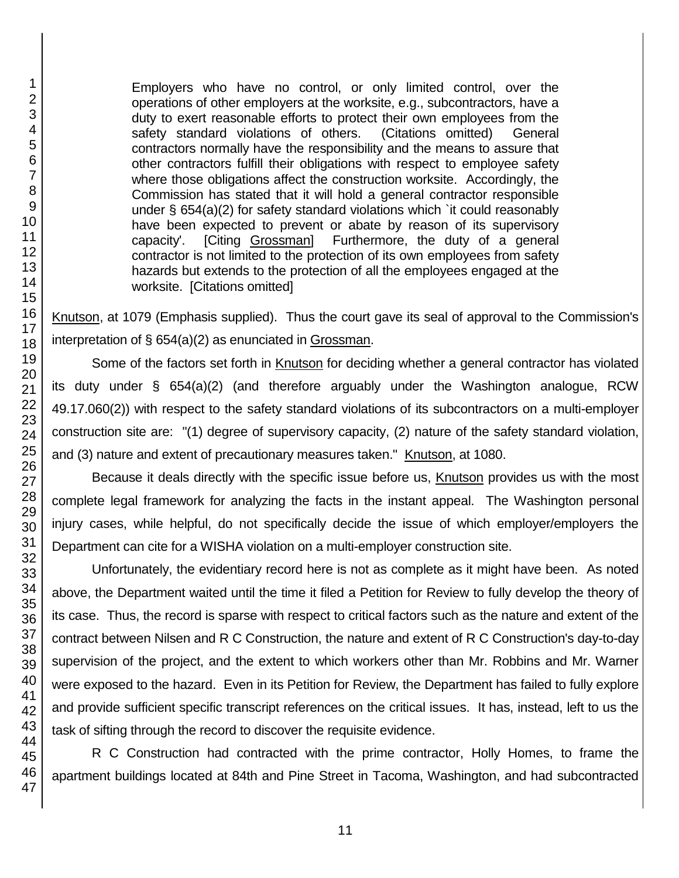> Employers who have no control, or only limited control, over the operations of other employers at the worksite, e.g., subcontractors, have a duty to exert reasonable efforts to protect their own employees from the safety standard violations of others. (Citations omitted) General contractors normally have the responsibility and the means to assure that other contractors fulfill their obligations with respect to employee safety where those obligations affect the construction worksite. Accordingly, the Commission has stated that it will hold a general contractor responsible under § 654(a)(2) for safety standard violations which `it could reasonably have been expected to prevent or abate by reason of its supervisory capacity'. [Citing Grossman] Furthermore, the duty of a general contractor is not limited to the protection of its own employees from safety hazards but extends to the protection of all the employees engaged at the worksite. [Citations omitted]

Knutson, at 1079 (Emphasis supplied). Thus the court gave its seal of approval to the Commission's interpretation of § 654(a)(2) as enunciated in Grossman.

Some of the factors set forth in Knutson for deciding whether a general contractor has violated its duty under § 654(a)(2) (and therefore arguably under the Washington analogue, RCW 49.17.060(2)) with respect to the safety standard violations of its subcontractors on a multi-employer construction site are: "(1) degree of supervisory capacity, (2) nature of the safety standard violation, and (3) nature and extent of precautionary measures taken." Knutson, at 1080.

Because it deals directly with the specific issue before us, Knutson provides us with the most complete legal framework for analyzing the facts in the instant appeal. The Washington personal injury cases, while helpful, do not specifically decide the issue of which employer/employers the Department can cite for a WISHA violation on a multi-employer construction site.

Unfortunately, the evidentiary record here is not as complete as it might have been. As noted above, the Department waited until the time it filed a Petition for Review to fully develop the theory of its case. Thus, the record is sparse with respect to critical factors such as the nature and extent of the contract between Nilsen and R C Construction, the nature and extent of R C Construction's day-to-day supervision of the project, and the extent to which workers other than Mr. Robbins and Mr. Warner were exposed to the hazard. Even in its Petition for Review, the Department has failed to fully explore and provide sufficient specific transcript references on the critical issues. It has, instead, left to us the task of sifting through the record to discover the requisite evidence.

R C Construction had contracted with the prime contractor, Holly Homes, to frame the apartment buildings located at 84th and Pine Street in Tacoma, Washington, and had subcontracted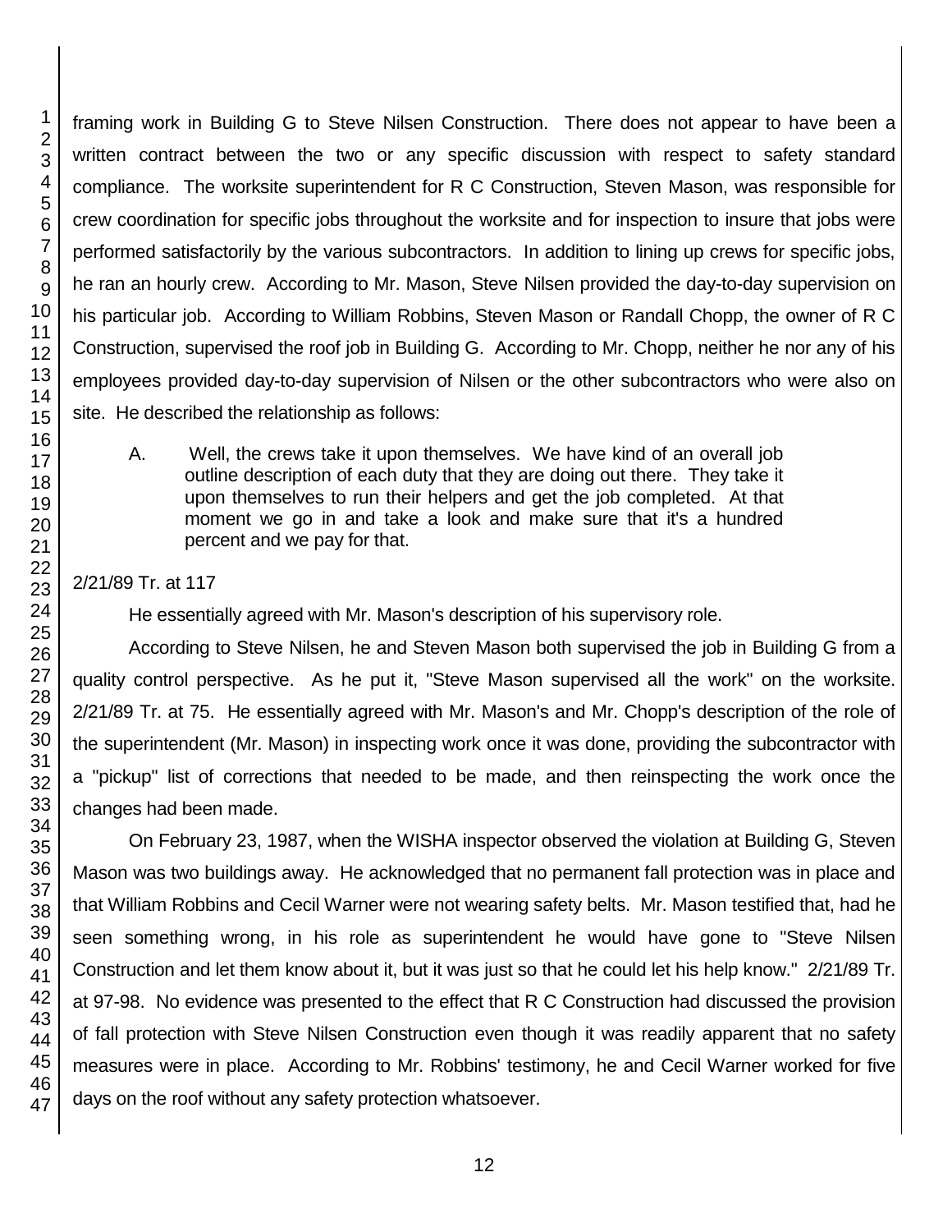framing work in Building G to Steve Nilsen Construction. There does not appear to have been a written contract between the two or any specific discussion with respect to safety standard compliance. The worksite superintendent for R C Construction, Steven Mason, was responsible for crew coordination for specific jobs throughout the worksite and for inspection to insure that jobs were performed satisfactorily by the various subcontractors. In addition to lining up crews for specific jobs, he ran an hourly crew. According to Mr. Mason, Steve Nilsen provided the day-to-day supervision on his particular job. According to William Robbins, Steven Mason or Randall Chopp, the owner of R C Construction, supervised the roof job in Building G. According to Mr. Chopp, neither he nor any of his employees provided day-to-day supervision of Nilsen or the other subcontractors who were also on site. He described the relationship as follows:

> A. Well, the crews take it upon themselves. We have kind of an overall job outline description of each duty that they are doing out there. They take it upon themselves to run their helpers and get the job completed. At that moment we go in and take a look and make sure that it's a hundred percent and we pay for that.

2/21/89 Tr. at 117

He essentially agreed with Mr. Mason's description of his supervisory role.

According to Steve Nilsen, he and Steven Mason both supervised the job in Building G from a quality control perspective. As he put it, "Steve Mason supervised all the work" on the worksite. 2/21/89 Tr. at 75. He essentially agreed with Mr. Mason's and Mr. Chopp's description of the role of the superintendent (Mr. Mason) in inspecting work once it was done, providing the subcontractor with a "pickup" list of corrections that needed to be made, and then reinspecting the work once the changes had been made.

On February 23, 1987, when the WISHA inspector observed the violation at Building G, Steven Mason was two buildings away. He acknowledged that no permanent fall protection was in place and that William Robbins and Cecil Warner were not wearing safety belts. Mr. Mason testified that, had he seen something wrong, in his role as superintendent he would have gone to "Steve Nilsen Construction and let them know about it, but it was just so that he could let his help know." 2/21/89 Tr. at 97-98. No evidence was presented to the effect that R C Construction had discussed the provision of fall protection with Steve Nilsen Construction even though it was readily apparent that no safety measures were in place. According to Mr. Robbins' testimony, he and Cecil Warner worked for five days on the roof without any safety protection whatsoever.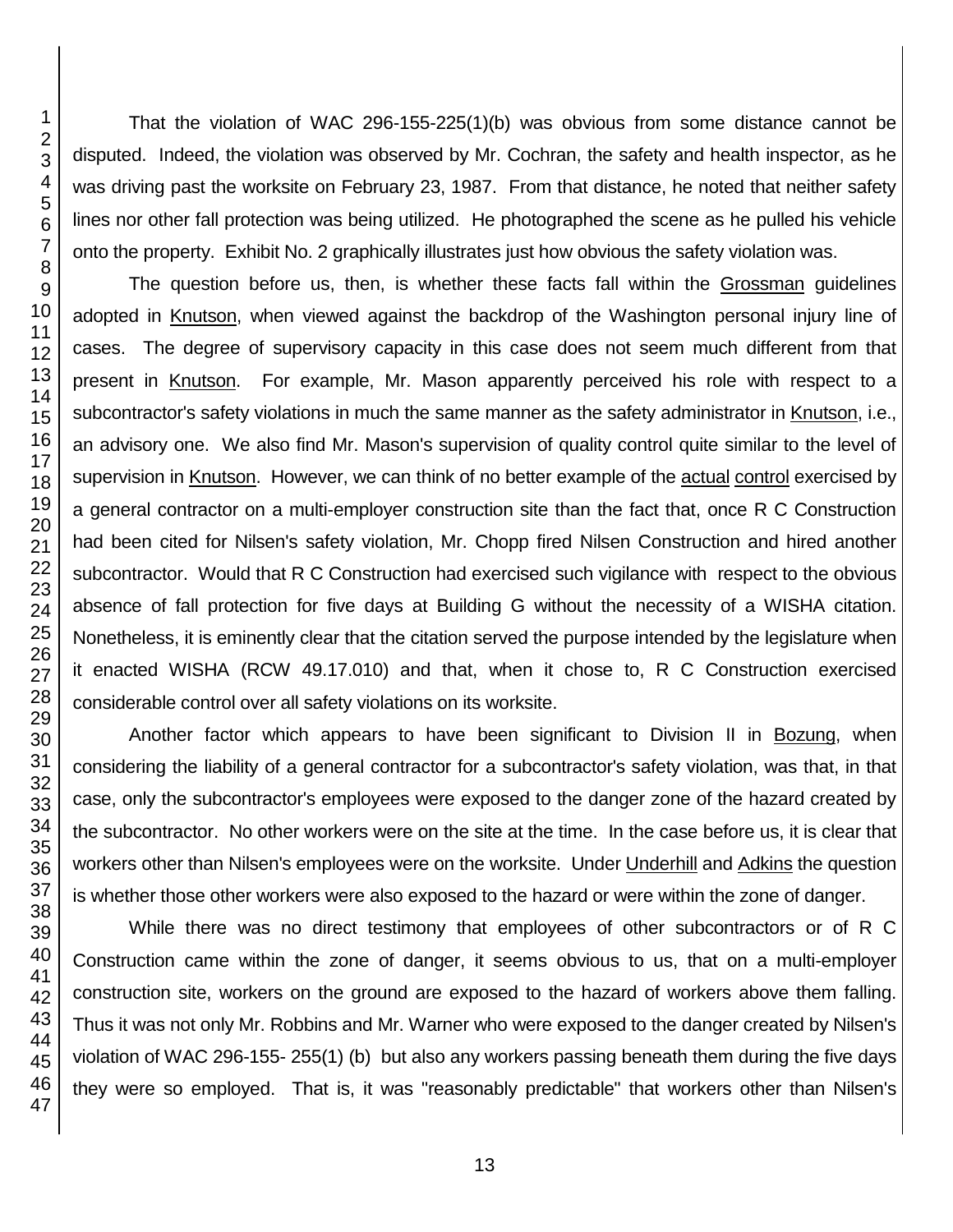That the violation of WAC 296-155-225(1)(b) was obvious from some distance cannot be disputed. Indeed, the violation was observed by Mr. Cochran, the safety and health inspector, as he was driving past the worksite on February 23, 1987. From that distance, he noted that neither safety lines nor other fall protection was being utilized. He photographed the scene as he pulled his vehicle onto the property. Exhibit No. 2 graphically illustrates just how obvious the safety violation was.

The question before us, then, is whether these facts fall within the Grossman guidelines adopted in Knutson, when viewed against the backdrop of the Washington personal injury line of cases. The degree of supervisory capacity in this case does not seem much different from that present in Knutson. For example, Mr. Mason apparently perceived his role with respect to a subcontractor's safety violations in much the same manner as the safety administrator in Knutson, i.e., an advisory one. We also find Mr. Mason's supervision of quality control quite similar to the level of supervision in Knutson. However, we can think of no better example of the actual control exercised by a general contractor on a multi-employer construction site than the fact that, once R C Construction had been cited for Nilsen's safety violation, Mr. Chopp fired Nilsen Construction and hired another subcontractor. Would that R C Construction had exercised such vigilance with respect to the obvious absence of fall protection for five days at Building G without the necessity of a WISHA citation. Nonetheless, it is eminently clear that the citation served the purpose intended by the legislature when it enacted WISHA (RCW 49.17.010) and that, when it chose to, R C Construction exercised considerable control over all safety violations on its worksite.

Another factor which appears to have been significant to Division II in Bozung, when considering the liability of a general contractor for a subcontractor's safety violation, was that, in that case, only the subcontractor's employees were exposed to the danger zone of the hazard created by the subcontractor. No other workers were on the site at the time. In the case before us, it is clear that workers other than Nilsen's employees were on the worksite. Under Underhill and Adkins the question is whether those other workers were also exposed to the hazard or were within the zone of danger.

While there was no direct testimony that employees of other subcontractors or of R C Construction came within the zone of danger, it seems obvious to us, that on a multi-employer construction site, workers on the ground are exposed to the hazard of workers above them falling. Thus it was not only Mr. Robbins and Mr. Warner who were exposed to the danger created by Nilsen's violation of WAC 296-155- 255(1) (b) but also any workers passing beneath them during the five days they were so employed. That is, it was "reasonably predictable" that workers other than Nilsen's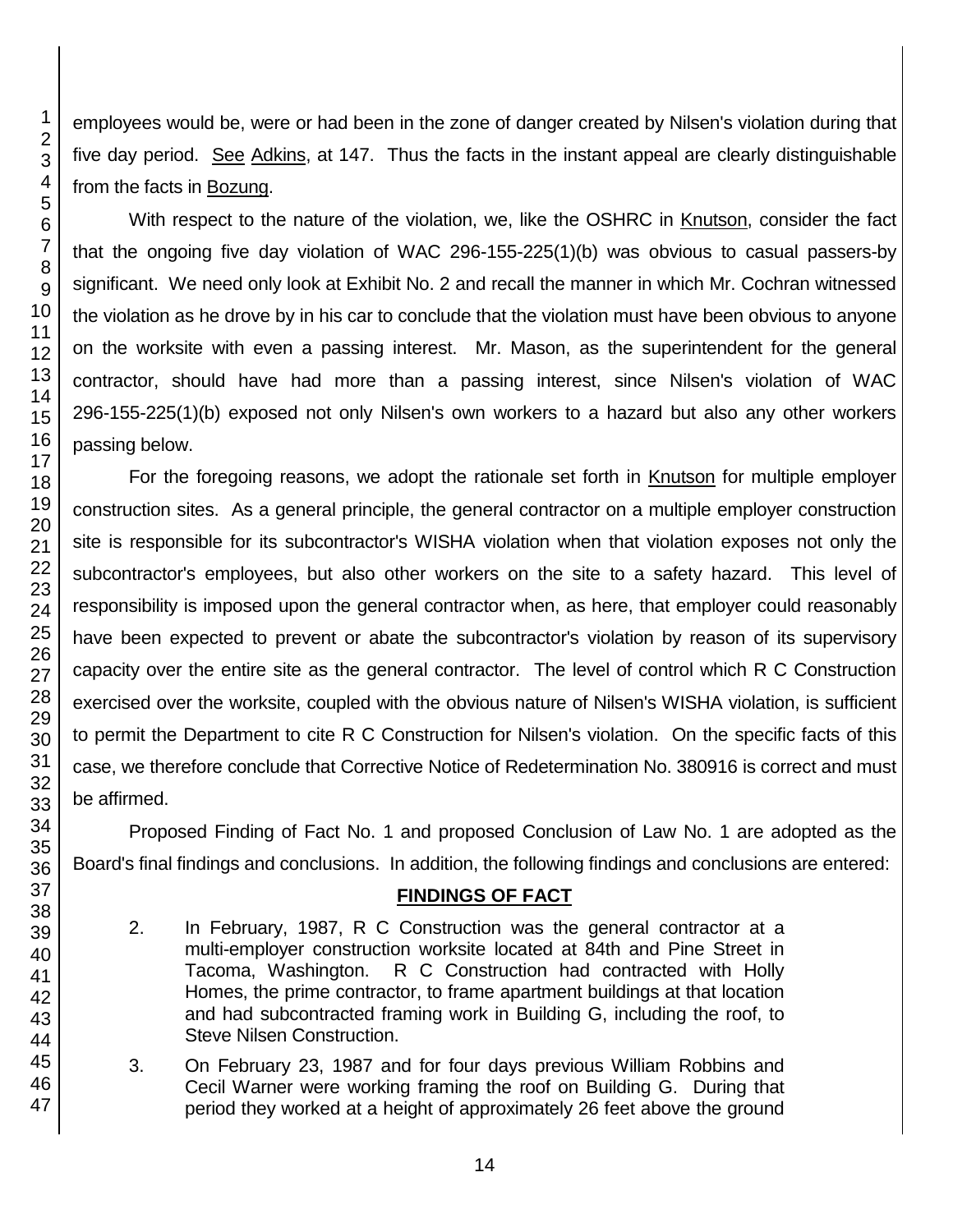employees would be, were or had been in the zone of danger created by Nilsen's violation during that five day period. See Adkins, at 147. Thus the facts in the instant appeal are clearly distinguishable from the facts in Bozung.

With respect to the nature of the violation, we, like the OSHRC in Knutson, consider the fact that the ongoing five day violation of WAC 296-155-225(1)(b) was obvious to casual passers-by significant. We need only look at Exhibit No. 2 and recall the manner in which Mr. Cochran witnessed the violation as he drove by in his car to conclude that the violation must have been obvious to anyone on the worksite with even a passing interest. Mr. Mason, as the superintendent for the general contractor, should have had more than a passing interest, since Nilsen's violation of WAC 296-155-225(1)(b) exposed not only Nilsen's own workers to a hazard but also any other workers passing below.

For the foregoing reasons, we adopt the rationale set forth in Knutson for multiple employer construction sites. As a general principle, the general contractor on a multiple employer construction site is responsible for its subcontractor's WISHA violation when that violation exposes not only the subcontractor's employees, but also other workers on the site to a safety hazard. This level of responsibility is imposed upon the general contractor when, as here, that employer could reasonably have been expected to prevent or abate the subcontractor's violation by reason of its supervisory capacity over the entire site as the general contractor. The level of control which R C Construction exercised over the worksite, coupled with the obvious nature of Nilsen's WISHA violation, is sufficient to permit the Department to cite R C Construction for Nilsen's violation. On the specific facts of this case, we therefore conclude that Corrective Notice of Redetermination No. 380916 is correct and must be affirmed.

Proposed Finding of Fact No. 1 and proposed Conclusion of Law No. 1 are adopted as the Board's final findings and conclusions. In addition, the following findings and conclusions are entered:

## FINDINGS OF FACT

2. In February, 1987, R C Construction was the general contractor at a multi-employer construction worksite located at 84th and Pine Street in Tacoma, Washington. R C Construction had contracted with Holly Homes, the prime contractor, to frame apartment buildings at that location and had subcontracted framing work in Building G, including the roof, to Steve Nilsen Construction.

3. On February 23, 1987 and for four days previous William Robbins and Cecil Warner were working framing the roof on Building G. During that period they worked at a height of approximately 26 feet above the ground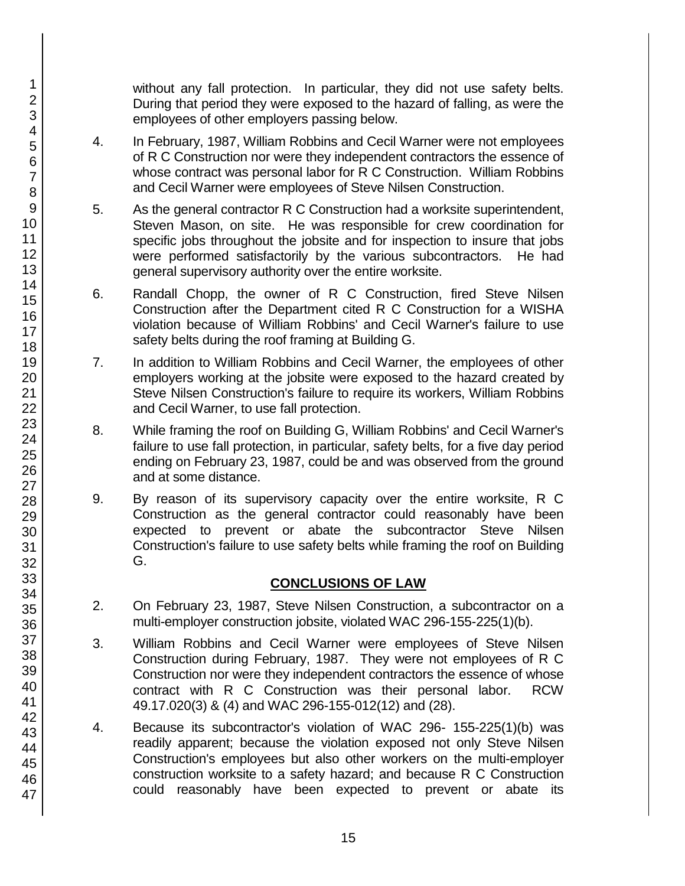without any fall protection. In particular, they did not use safety belts. During that period they were exposed to the hazard of falling, as were the employees of other employers passing below.

4. In February, 1987, William Robbins and Cecil Warner were not employees of R C Construction nor were they independent contractors the essence of whose contract was personal labor for R C Construction. William Robbins and Cecil Warner were employees of Steve Nilsen Construction.

5. As the general contractor R C Construction had a worksite superintendent, Steven Mason, on site. He was responsible for crew coordination for specific jobs throughout the jobsite and for inspection to insure that jobs were performed satisfactorily by the various subcontractors. He had general supervisory authority over the entire worksite.

6. Randall Chopp, the owner of R C Construction, fired Steve Nilsen Construction after the Department cited R C Construction for a WISHA violation because of William Robbins' and Cecil Warner's failure to use safety belts during the roof framing at Building G.

7. In addition to William Robbins and Cecil Warner, the employees of other employers working at the jobsite were exposed to the hazard created by Steve Nilsen Construction's failure to require its workers, William Robbins and Cecil Warner, to use fall protection.

8. While framing the roof on Building G, William Robbins' and Cecil Warner's failure to use fall protection, in particular, safety belts, for a five day period ending on February 23, 1987, could be and was observed from the ground and at some distance.

9. By reason of its supervisory capacity over the entire worksite, R C Construction as the general contractor could reasonably have been expected to prevent or abate the subcontractor Steve Nilsen Construction's failure to use safety belts while framing the roof on Building G.

## CONCLUSIONS OF LAW

2. On February 23, 1987, Steve Nilsen Construction, a subcontractor on a multi-employer construction jobsite, violated WAC 296-155-225(1)(b).

3. William Robbins and Cecil Warner were employees of Steve Nilsen Construction during February, 1987. They were not employees of R C Construction nor were they independent contractors the essence of whose contract with R C Construction was their personal labor. RCW 49.17.020(3) & (4) and WAC 296-155-012(12) and (28).

4. Because its subcontractor's violation of WAC 296- 155-225(1)(b) was readily apparent; because the violation exposed not only Steve Nilsen Construction's employees but also other workers on the multi-employer construction worksite to a safety hazard; and because R C Construction could reasonably have been expected to prevent or abate its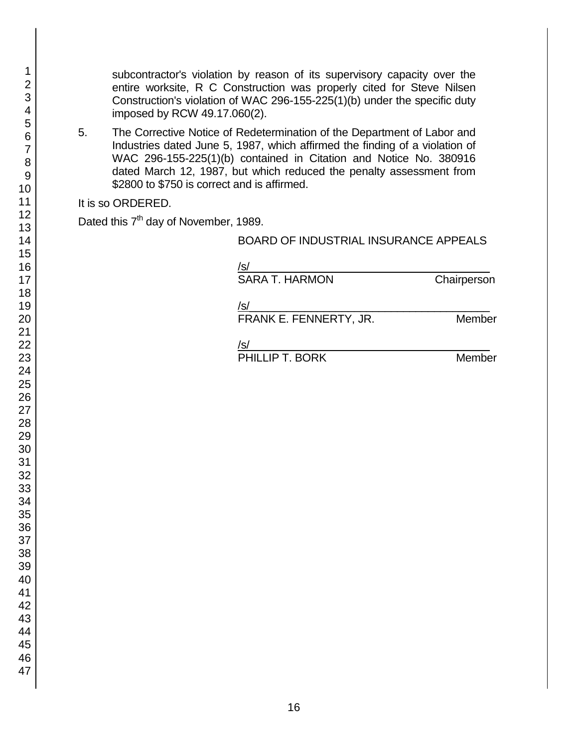subcontractor's violation by reason of its supervisory capacity over the entire worksite, R C Construction was properly cited for Steve Nilsen Construction's violation of WAC 296-155-225(1)(b) under the specific duty imposed by RCW 49.17.060(2).

5. The Corrective Notice of Redetermination of the Department of Labor and Industries dated June 5, 1987, which affirmed the finding of a violation of WAC 296-155-225(1)(b) contained in Citation and Notice No. 380916 dated March 12, 1987, but which reduced the penalty assessment from $2800 to $750 is correct and is affirmed.

It is so ORDERED.

Dated this 7th day of November, 1989.

BOARD OF INDUSTRIAL INSURANCE APPEALS

/s/
SARA T. HARMON Chairperson

/s/
FRANK E. FENNERTY, JR. Member

/s/
PHILLIP T. BORK Member